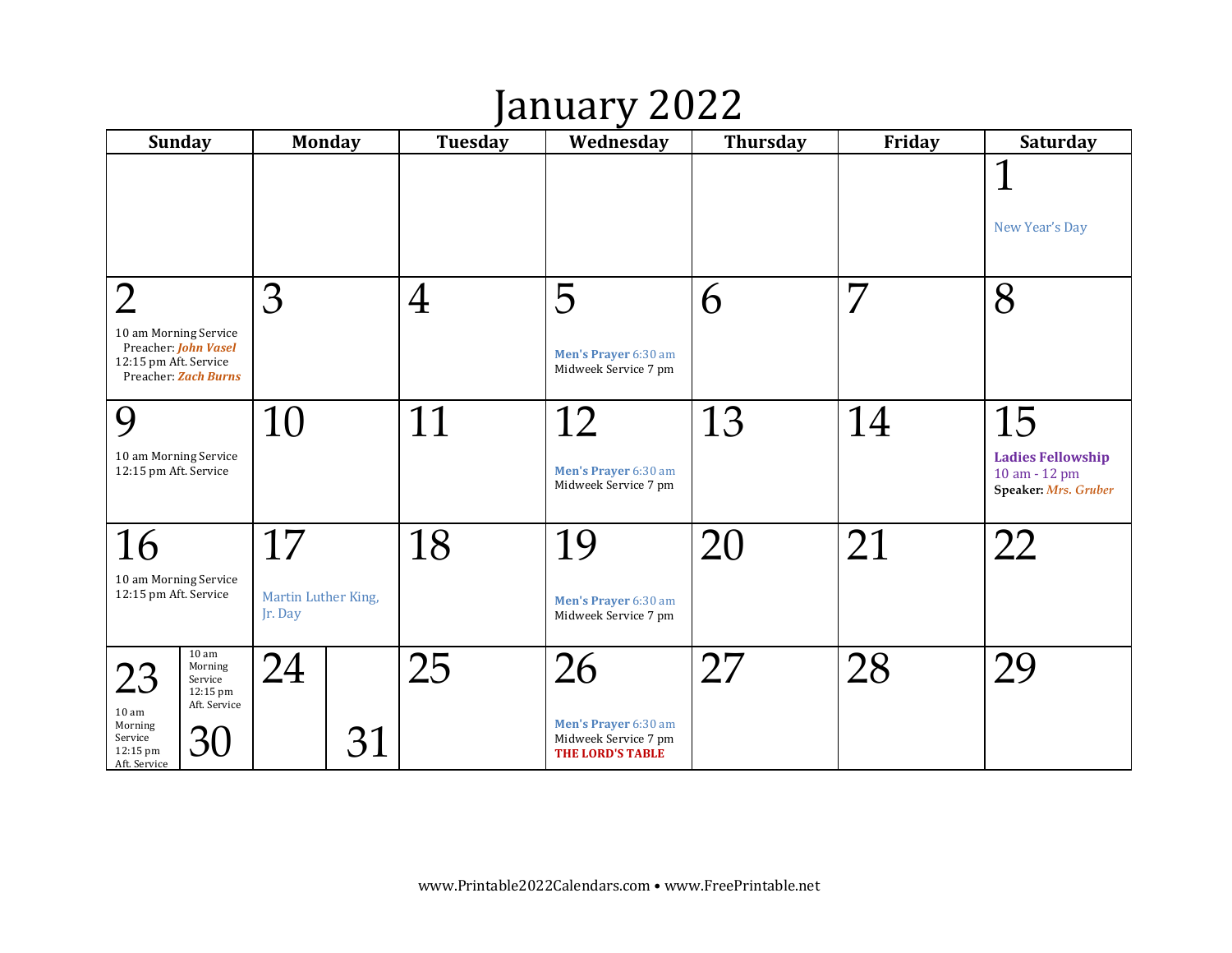# January 2022

| Sunday | Monday | Tuesday | Wednesday | Thursday | Friday | Saturday |
|---|---|---|---|---|---|---|
| | | | | | | 1<br>New Year's Day |
| 2<br>10 am Morning Service<br>Preacher: ***John Vasel***<br>12:15 pm Aft. Service<br>Preacher: ***Zach Burns*** | 3 | 4 | 5<br>**Men's Prayer** 6:30 am<br>Midweek Service 7 pm | 6 | 7 | 8 |
| 9<br>10 am Morning Service<br>12:15 pm Aft. Service | 10 | 11 | 12<br>**Men's Prayer** 6:30 am<br>Midweek Service 7 pm | 13 | 14 | 15<br>**Ladies Fellowship**<br>10 am - 12 pm<br>**Speaker:** ***Mrs. Gruber*** |
| 16<br>10 am Morning Service<br>12:15 pm Aft. Service | 17<br>Martin Luther King, Jr. Day | 18 | 19<br>**Men's Prayer** 6:30 am<br>Midweek Service 7 pm | 20 | 21 | 22 |
| 23<br>10 am Morning Service<br>12:15 pm Aft. Service<br>30<br>10 am Morning Service<br>12:15 pm Aft. Service | 24<br>31 | 25 | 26<br>**Men's Prayer** 6:30 am<br>Midweek Service 7 pm<br>**THE LORD'S TABLE** | 27 | 28 | 29 |

www.Printable2022Calendars.com • www.FreePrintable.net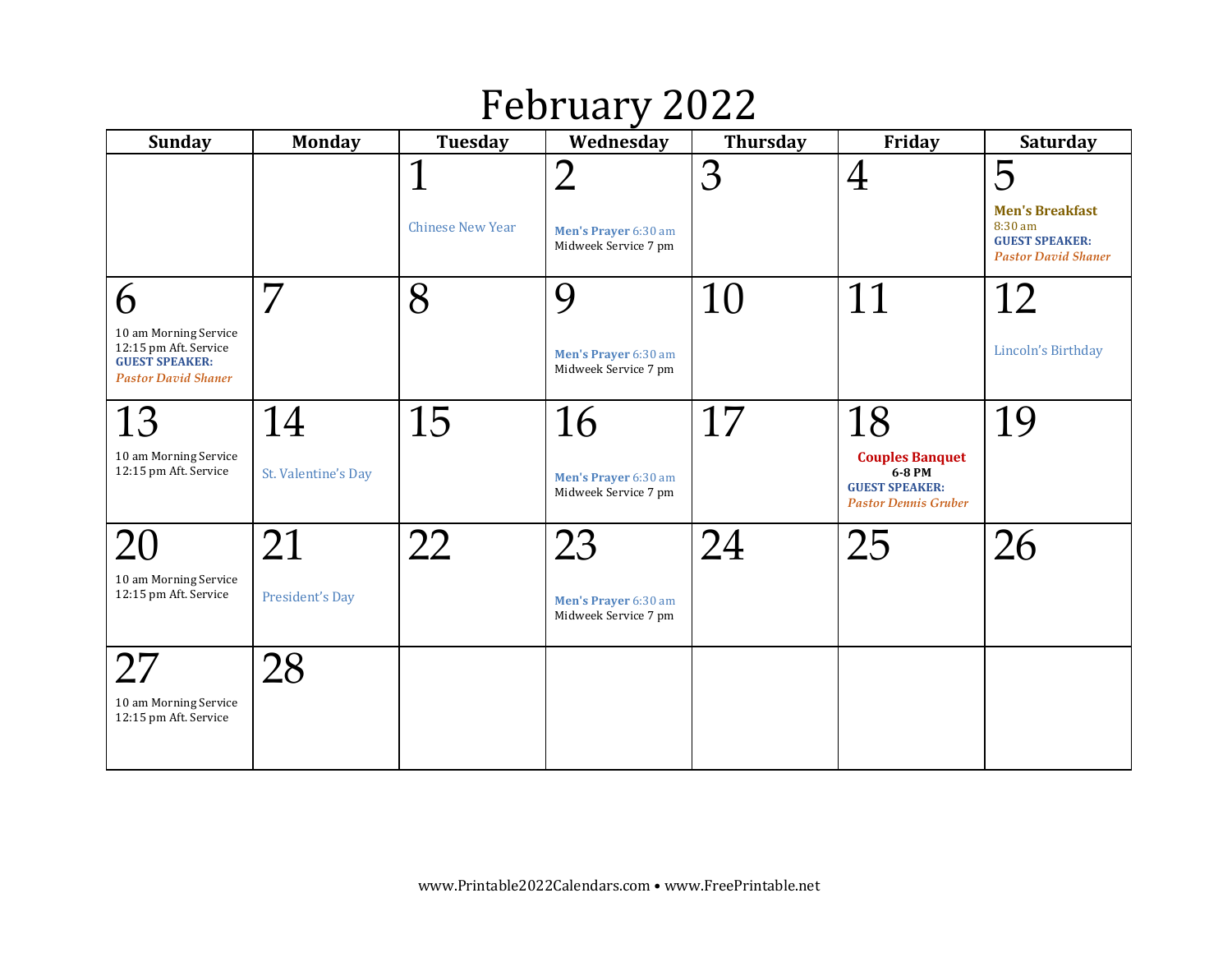# February 2022

| Sunday | Monday | Tuesday | Wednesday | Thursday | Friday | Saturday |
|---|---|---|---|---|---|---|
| | | 1<br>Chinese New Year | 2<br>**Men's Prayer** 6:30 am<br>Midweek Service 7 pm | 3 | 4 | 5<br>**Men's Breakfast**<br>8:30 am<br>**GUEST SPEAKER:**<br>***Pastor David Shaner*** |
| 6<br>10 am Morning Service<br>12:15 pm Aft. Service<br>**GUEST SPEAKER:**<br>***Pastor David Shaner*** | 7 | 8 | 9<br>**Men's Prayer** 6:30 am<br>Midweek Service 7 pm | 10 | 11 | 12<br>Lincoln's Birthday |
| 13<br>10 am Morning Service<br>12:15 pm Aft. Service | 14<br>St. Valentine's Day | 15 | 16<br>**Men's Prayer** 6:30 am<br>Midweek Service 7 pm | 17 | 18<br>**Couples Banquet**<br>**6-8 PM**<br>**GUEST SPEAKER:**<br>***Pastor Dennis Gruber*** | 19 |
| 20<br>10 am Morning Service<br>12:15 pm Aft. Service | 21<br>President's Day | 22 | 23<br>**Men's Prayer** 6:30 am<br>Midweek Service 7 pm | 24 | 25 | 26 |
| 27<br>10 am Morning Service<br>12:15 pm Aft. Service | 28 | | | | | |

www.Printable2022Calendars.com • www.FreePrintable.net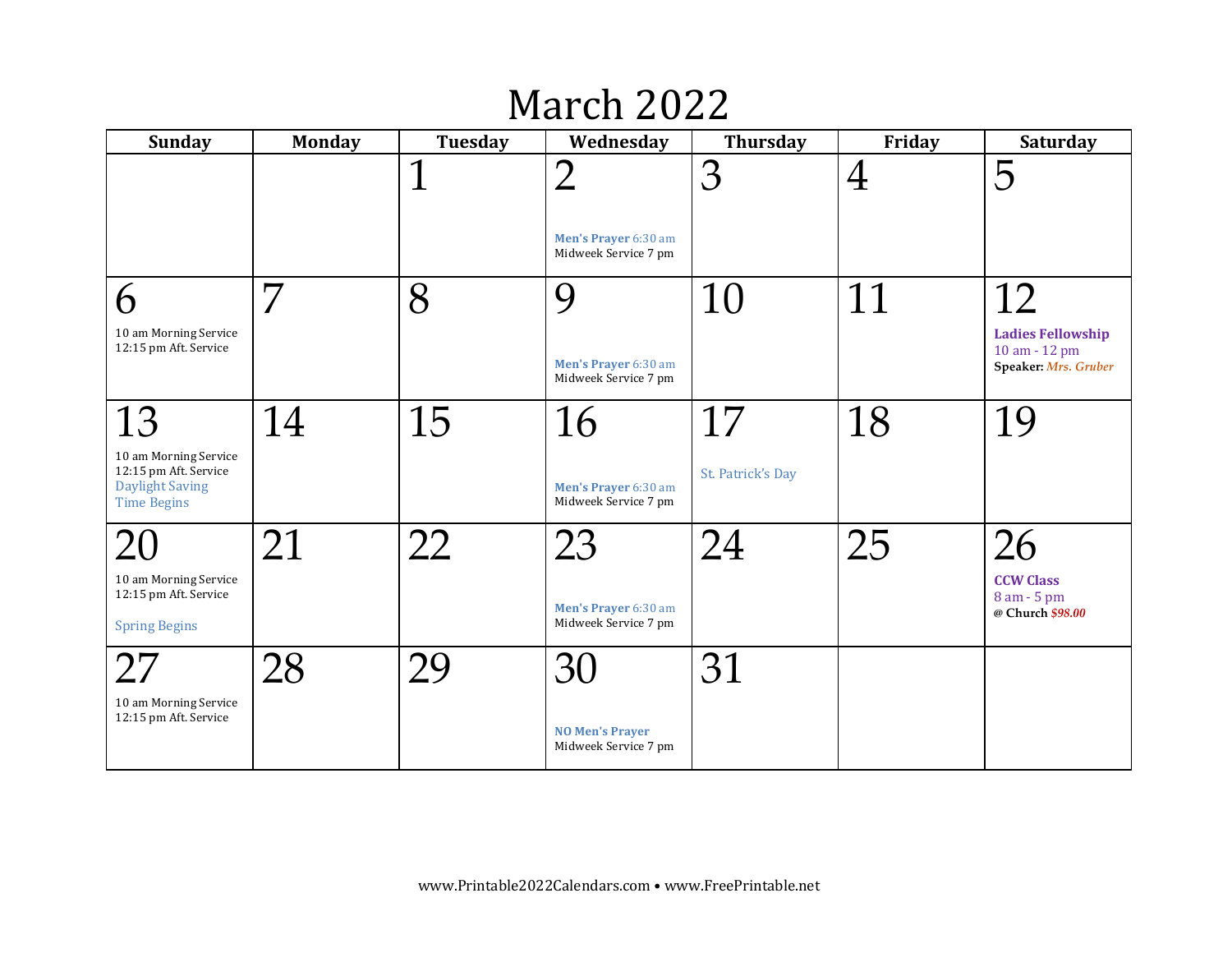# March 2022

| Sunday | Monday | Tuesday | Wednesday | Thursday | Friday | Saturday |
|---|---|---|---|---|---|---|
| | | 1 | 2<br>**Men's Prayer** 6:30 am<br>Midweek Service 7 pm | 3 | 4 | 5 |
| 6<br>10 am Morning Service<br>12:15 pm Aft. Service | 7 | 8 | 9<br>**Men's Prayer** 6:30 am<br>Midweek Service 7 pm | 10 | 11 | 12<br>**Ladies Fellowship**<br>10 am - 12 pm<br>**Speaker:** *Mrs. Gruber* |
| 13<br>10 am Morning Service<br>12:15 pm Aft. Service<br>Daylight Saving Time Begins | 14 | 15 | 16<br>**Men's Prayer** 6:30 am<br>Midweek Service 7 pm | 17<br>St. Patrick's Day | 18 | 19 |
| 20<br>10 am Morning Service<br>12:15 pm Aft. Service<br>Spring Begins | 21 | 22 | 23<br>**Men's Prayer** 6:30 am<br>Midweek Service 7 pm | 24 | 25 | 26<br>**CCW Class**<br>8 am - 5 pm<br>**@ Church** ***$98.00*** |
| 27<br>10 am Morning Service<br>12:15 pm Aft. Service | 28 | 29 | 30<br>**NO Men's Prayer**<br>Midweek Service 7 pm | 31 | | |

www.Printable2022Calendars.com • www.FreePrintable.net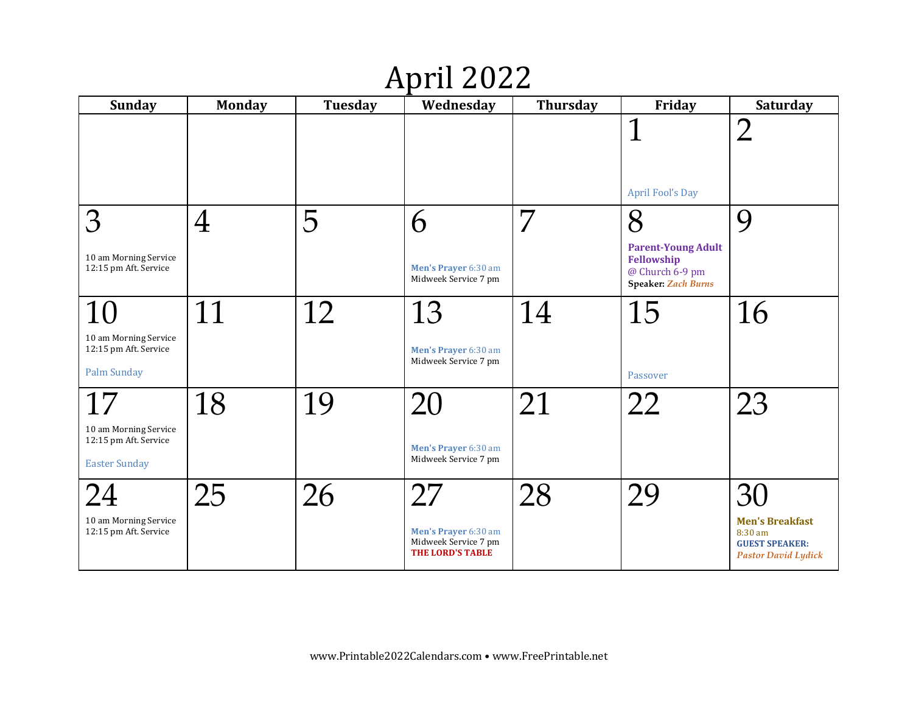# April 2022

| Sunday | Monday | Tuesday | Wednesday | Thursday | Friday | Saturday |
|---|---|---|---|---|---|---|
| | | | | | 1<br>April Fool's Day | 2 |
| 3<br>10 am Morning Service<br>12:15 pm Aft. Service | 4 | 5 | 6<br>**Men's Prayer** 6:30 am<br>Midweek Service 7 pm | 7 | 8<br>**Parent-Young Adult Fellowship**<br>@ Church 6-9 pm<br>**Speaker:** ***Zach Burns*** | 9 |
| 10<br>10 am Morning Service<br>12:15 pm Aft. Service<br>Palm Sunday | 11 | 12 | 13<br>**Men's Prayer** 6:30 am<br>Midweek Service 7 pm | 14 | 15<br>Passover | 16 |
| 17<br>10 am Morning Service<br>12:15 pm Aft. Service<br>Easter Sunday | 18 | 19 | 20<br>**Men's Prayer** 6:30 am<br>Midweek Service 7 pm | 21 | 22 | 23 |
| 24<br>10 am Morning Service<br>12:15 pm Aft. Service | 25 | 26 | 27<br>**Men's Prayer** 6:30 am<br>Midweek Service 7 pm<br>**THE LORD'S TABLE** | 28 | 29 | 30<br>**Men's Breakfast**<br>8:30 am<br>**GUEST SPEAKER:**<br>***Pastor David Lydick*** |

www.Printable2022Calendars.com • www.FreePrintable.net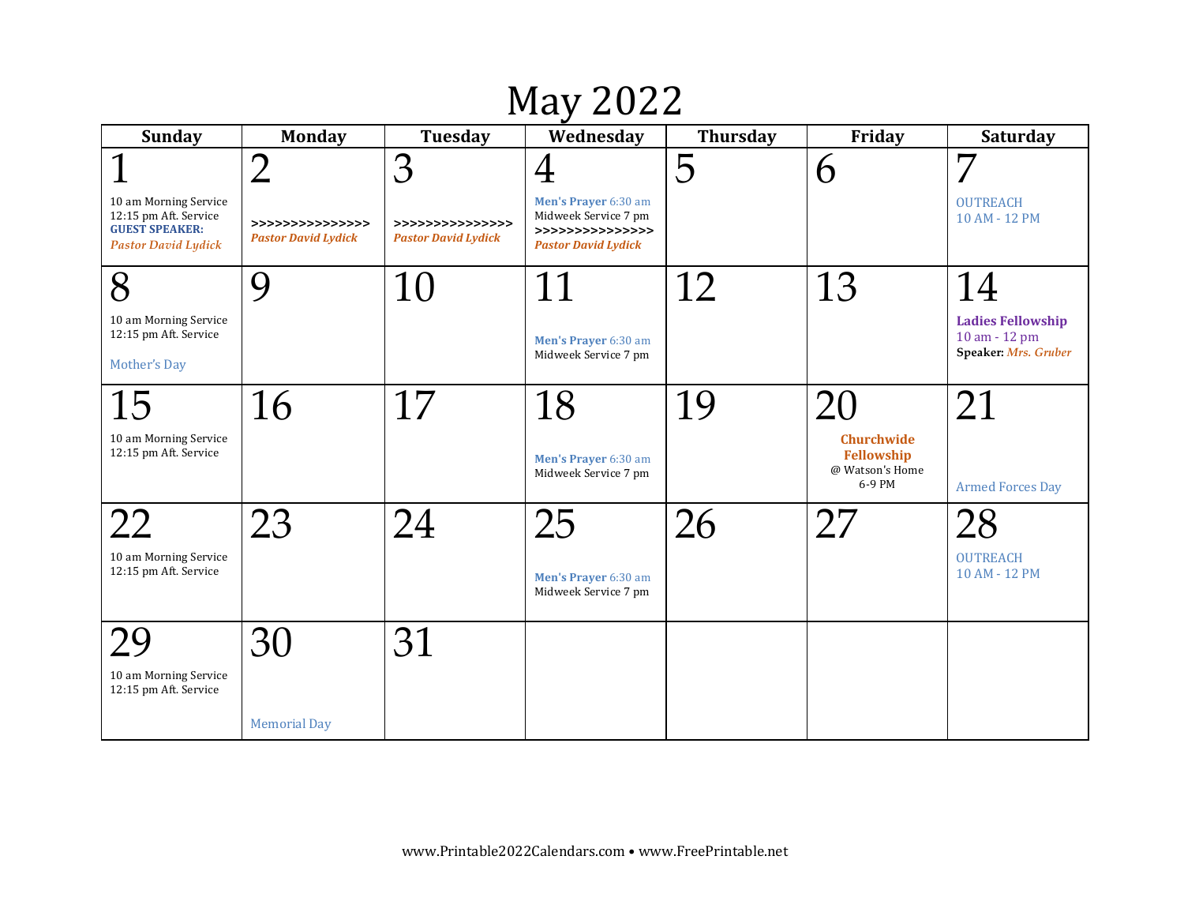# May 2022

| Sunday | Monday | Tuesday | Wednesday | Thursday | Friday | Saturday |
|---|---|---|---|---|---|---|
| 1<br>10 am Morning Service<br>12:15 pm Aft. Service<br>**GUEST SPEAKER:**<br>***Pastor David Lydick*** | 2<br>**>>>>>>>>>>>>>>>**<br>***Pastor David Lydick*** | 3<br>**>>>>>>>>>>>>>>>**<br>***Pastor David Lydick*** | 4<br>**Men's Prayer** 6:30 am<br>Midweek Service 7 pm<br>**>>>>>>>>>>>>>>>**<br>***Pastor David Lydick*** | 5 | 6 | 7<br>OUTREACH<br>10 AM - 12 PM |
| 8<br>10 am Morning Service<br>12:15 pm Aft. Service<br>Mother's Day | 9 | 10 | 11<br>**Men's Prayer** 6:30 am<br>Midweek Service 7 pm | 12 | 13 | 14<br>**Ladies Fellowship**<br>10 am - 12 pm<br>**Speaker:** *Mrs. Gruber* |
| 15<br>10 am Morning Service<br>12:15 pm Aft. Service | 16 | 17 | 18<br>**Men's Prayer** 6:30 am<br>Midweek Service 7 pm | 19 | 20<br>**Churchwide Fellowship**<br>@ Watson's Home<br>6-9 PM | 21<br>Armed Forces Day |
| 22<br>10 am Morning Service<br>12:15 pm Aft. Service | 23 | 24 | 25<br>**Men's Prayer** 6:30 am<br>Midweek Service 7 pm | 26 | 27 | 28<br>OUTREACH<br>10 AM - 12 PM |
| 29<br>10 am Morning Service<br>12:15 pm Aft. Service | 30<br>Memorial Day | 31 | | | | |

www.Printable2022Calendars.com • www.FreePrintable.net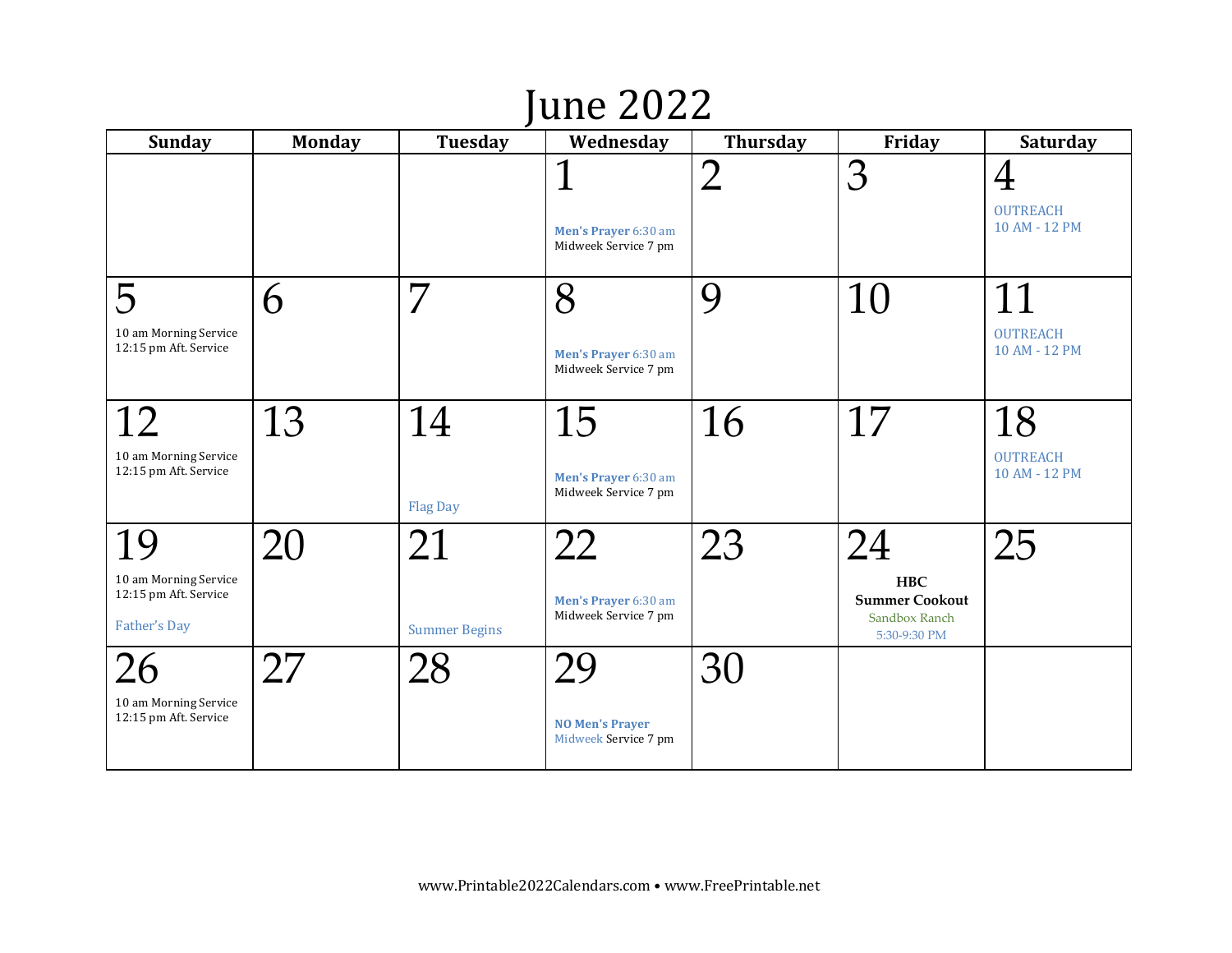# June 2022

| Sunday | Monday | Tuesday | Wednesday | Thursday | Friday | Saturday |
|---|---|---|---|---|---|---|
| | | | 1<br>**Men's Prayer** 6:30 am<br>Midweek Service 7 pm | 2 | 3 | 4<br>OUTREACH<br>10 AM - 12 PM |
| 5<br>10 am Morning Service<br>12:15 pm Aft. Service | 6 | 7 | 8<br>**Men's Prayer** 6:30 am<br>Midweek Service 7 pm | 9 | 10 | 11<br>OUTREACH<br>10 AM - 12 PM |
| 12<br>10 am Morning Service<br>12:15 pm Aft. Service | 13 | 14<br>Flag Day | 15<br>**Men's Prayer** 6:30 am<br>Midweek Service 7 pm | 16 | 17 | 18<br>OUTREACH<br>10 AM - 12 PM |
| 19<br>10 am Morning Service<br>12:15 pm Aft. Service<br>Father's Day | 20 | 21<br>Summer Begins | 22<br>**Men's Prayer** 6:30 am<br>Midweek Service 7 pm | 23 | 24<br>**HBC**<br>**Summer Cookout**<br>Sandbox Ranch<br>5:30-9:30 PM | 25 |
| 26<br>10 am Morning Service<br>12:15 pm Aft. Service | 27 | 28 | 29<br>**NO Men's Prayer**<br>Midweek Service 7 pm | 30 | | |

www.Printable2022Calendars.com • www.FreePrintable.net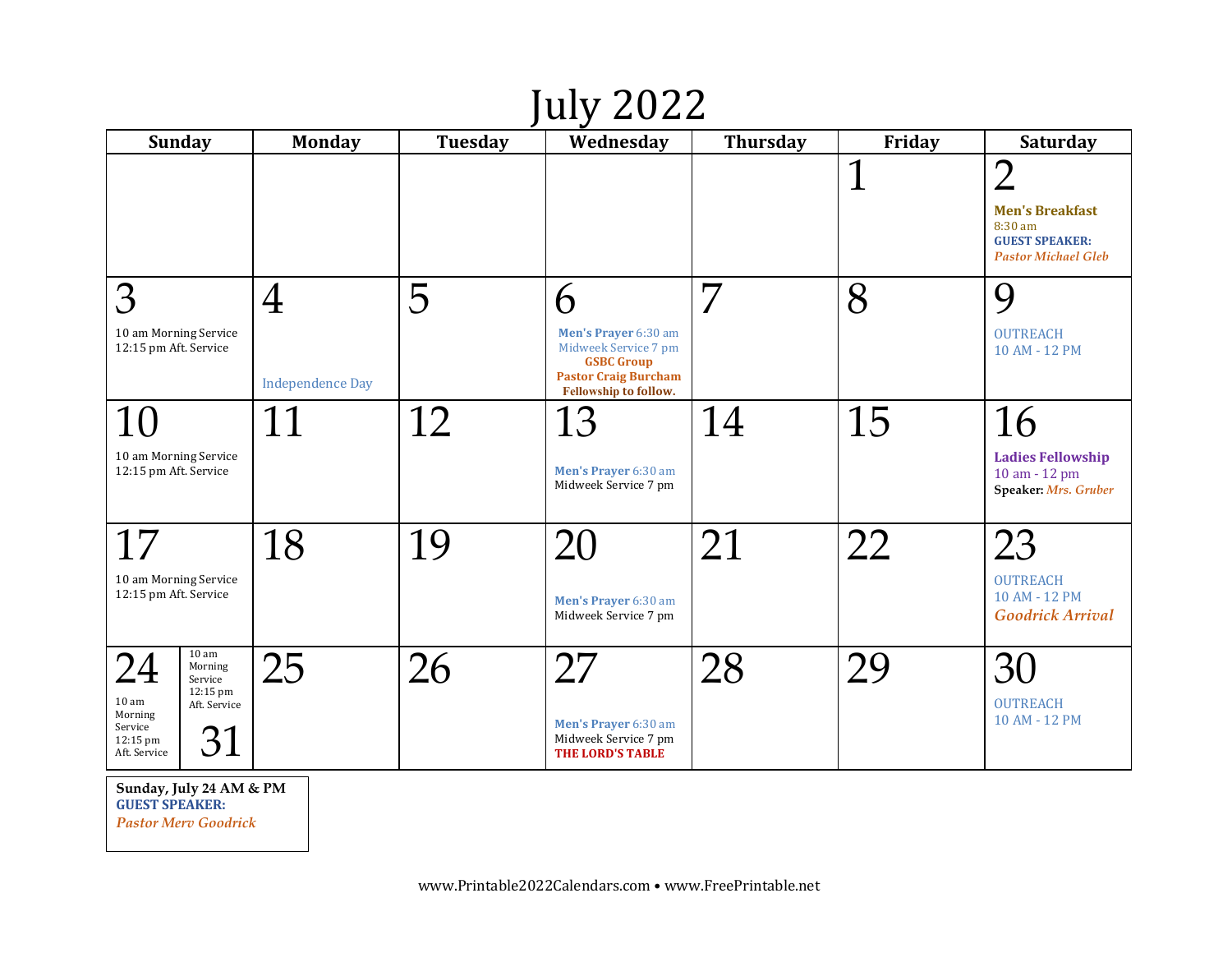# July 2022

| Sunday | Monday | Tuesday | Wednesday | Thursday | Friday | Saturday |
|---|---|---|---|---|---|---|
| | | | | | 1 | 2<br>**Men's Breakfast**<br>8:30 am<br>**GUEST SPEAKER:**<br>***Pastor Michael Gleb*** |
| 3<br>10 am Morning Service<br>12:15 pm Aft. Service | 4<br>Independence Day | 5 | 6<br>**Men's Prayer** 6:30 am<br>Midweek Service 7 pm<br>**GSBC Group**<br>**Pastor Craig Burcham**<br>**Fellowship to follow.** | 7 | 8 | 9<br>OUTREACH<br>10 AM - 12 PM |
| 10<br>10 am Morning Service<br>12:15 pm Aft. Service | 11 | 12 | 13<br>**Men's Prayer** 6:30 am<br>Midweek Service 7 pm | 14 | 15 | 16<br>**Ladies Fellowship**<br>10 am - 12 pm<br>**Speaker:** ***Mrs. Gruber*** |
| 17<br>10 am Morning Service<br>12:15 pm Aft. Service | 18 | 19 | 20<br>**Men's Prayer** 6:30 am<br>Midweek Service 7 pm | 21 | 22 | 23<br>OUTREACH<br>10 AM - 12 PM<br>*Goodrick Arrival* |
| 24<br>10 am Morning Service<br>12:15 pm Aft. Service<br><br>31<br>10 am Morning Service<br>12:15 pm Aft. Service | 25 | 26 | 27<br>**Men's Prayer** 6:30 am<br>Midweek Service 7 pm<br>**THE LORD'S TABLE** | 28 | 29 | 30<br>OUTREACH<br>10 AM - 12 PM |

**Sunday, July 24 AM & PM**
**GUEST SPEAKER:**
*Pastor Merv Goodrick*

www.Printable2022Calendars.com • www.FreePrintable.net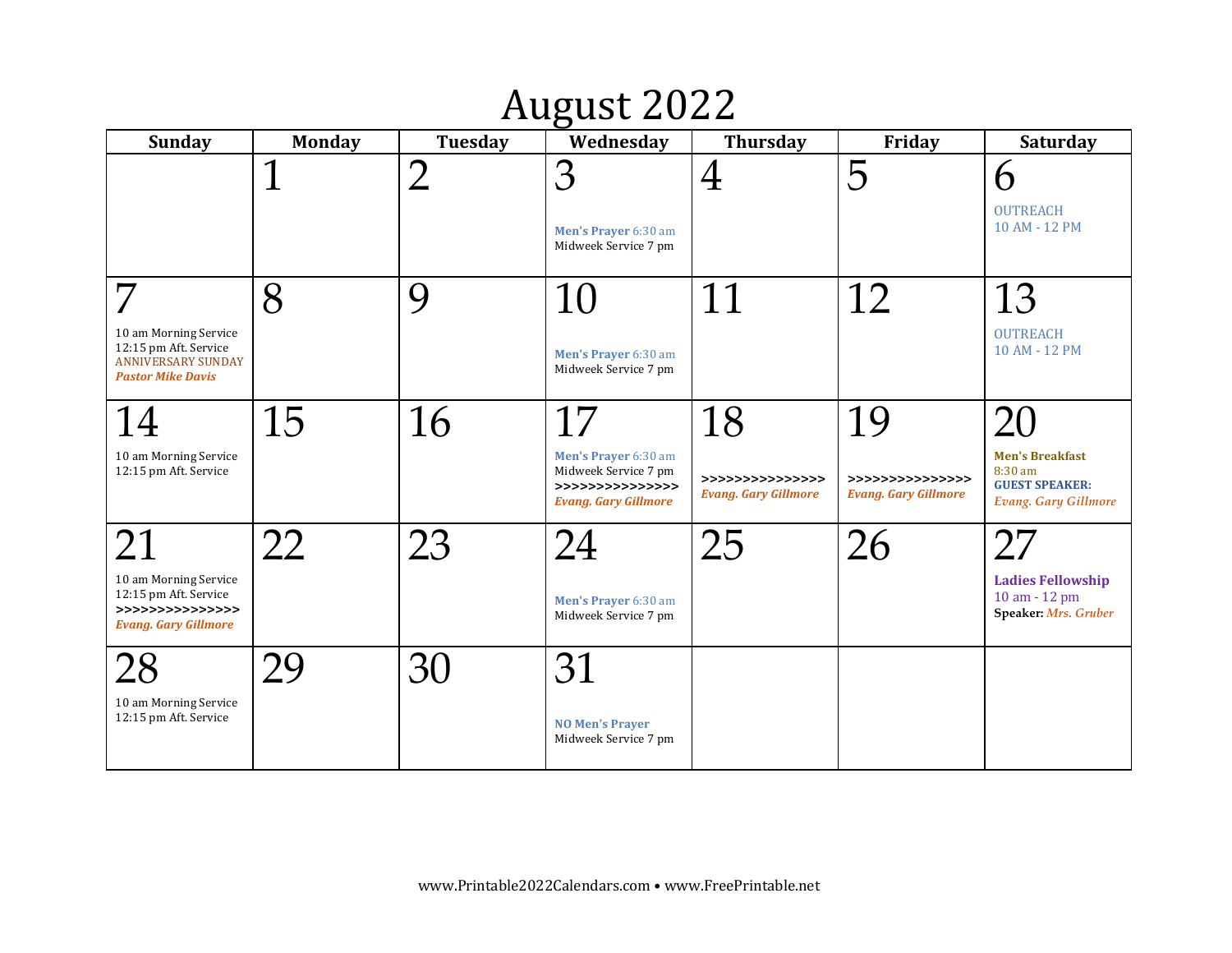# August 2022

| Sunday | Monday | Tuesday | Wednesday | Thursday | Friday | Saturday |
|---|---|---|---|---|---|---|
| | 1 | 2 | 3<br>**Men's Prayer** 6:30 am<br>Midweek Service 7 pm | 4 | 5 | 6<br>OUTREACH<br>10 AM - 12 PM |
| 7<br>10 am Morning Service<br>12:15 pm Aft. Service<br>ANNIVERSARY SUNDAY<br>***Pastor Mike Davis*** | 8 | 9 | 10<br>**Men's Prayer** 6:30 am<br>Midweek Service 7 pm | 11 | 12 | 13<br>OUTREACH<br>10 AM - 12 PM |
| 14<br>10 am Morning Service<br>12:15 pm Aft. Service | 15 | 16 | 17<br>**Men's Prayer** 6:30 am<br>Midweek Service 7 pm<br>**>>>>>>>>>>>>>>>**<br>***Evang. Gary Gillmore*** | 18<br>**>>>>>>>>>>>>>>>**<br>***Evang. Gary Gillmore*** | 19<br>**>>>>>>>>>>>>>>>**<br>***Evang. Gary Gillmore*** | 20<br>**Men's Breakfast**<br>8:30 am<br>**GUEST SPEAKER:**<br>*Evang. Gary Gillmore* |
| 21<br>10 am Morning Service<br>12:15 pm Aft. Service<br>**>>>>>>>>>>>>>>>**<br>***Evang. Gary Gillmore*** | 22 | 23 | 24<br>**Men's Prayer** 6:30 am<br>Midweek Service 7 pm | 25 | 26 | 27<br>**Ladies Fellowship**<br>10 am - 12 pm<br>**Speaker:** *Mrs. Gruber* |
| 28<br>10 am Morning Service<br>12:15 pm Aft. Service | 29 | 30 | 31<br>**NO Men's Prayer**<br>Midweek Service 7 pm | | | |

www.Printable2022Calendars.com • www.FreePrintable.net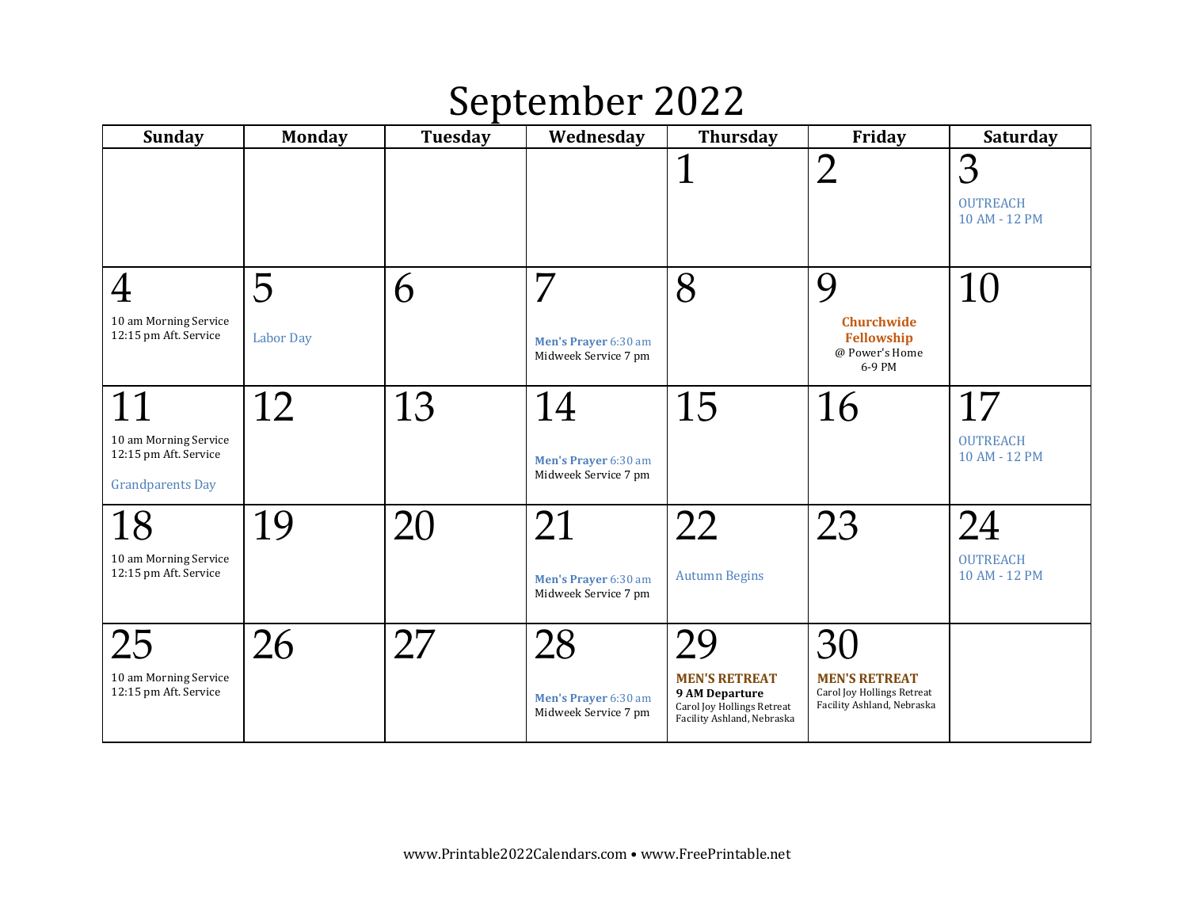# September 2022

| Sunday | Monday | Tuesday | Wednesday | Thursday | Friday | Saturday |
|---|---|---|---|---|---|---|
| | | | | 1 | 2 | 3<br>OUTREACH<br>10 AM - 12 PM |
| 4<br>10 am Morning Service<br>12:15 pm Aft. Service | 5<br>Labor Day | 6 | 7<br>**Men's Prayer** 6:30 am<br>Midweek Service 7 pm | 8 | 9<br>**Churchwide Fellowship**<br>@ Power's Home<br>6-9 PM | 10 |
| 11<br>10 am Morning Service<br>12:15 pm Aft. Service<br>Grandparents Day | 12 | 13 | 14<br>**Men's Prayer** 6:30 am<br>Midweek Service 7 pm | 15 | 16 | 17<br>OUTREACH<br>10 AM - 12 PM |
| 18<br>10 am Morning Service<br>12:15 pm Aft. Service | 19 | 20 | 21<br>**Men's Prayer** 6:30 am<br>Midweek Service 7 pm | 22<br>Autumn Begins | 23 | 24<br>OUTREACH<br>10 AM - 12 PM |
| 25<br>10 am Morning Service<br>12:15 pm Aft. Service | 26 | 27 | 28<br>**Men's Prayer** 6:30 am<br>Midweek Service 7 pm | 29<br>**MEN'S RETREAT**<br>**9 AM Departure**<br>Carol Joy Hollings Retreat Facility Ashland, Nebraska | 30<br>**MEN'S RETREAT**<br>Carol Joy Hollings Retreat Facility Ashland, Nebraska | |

www.Printable2022Calendars.com • www.FreePrintable.net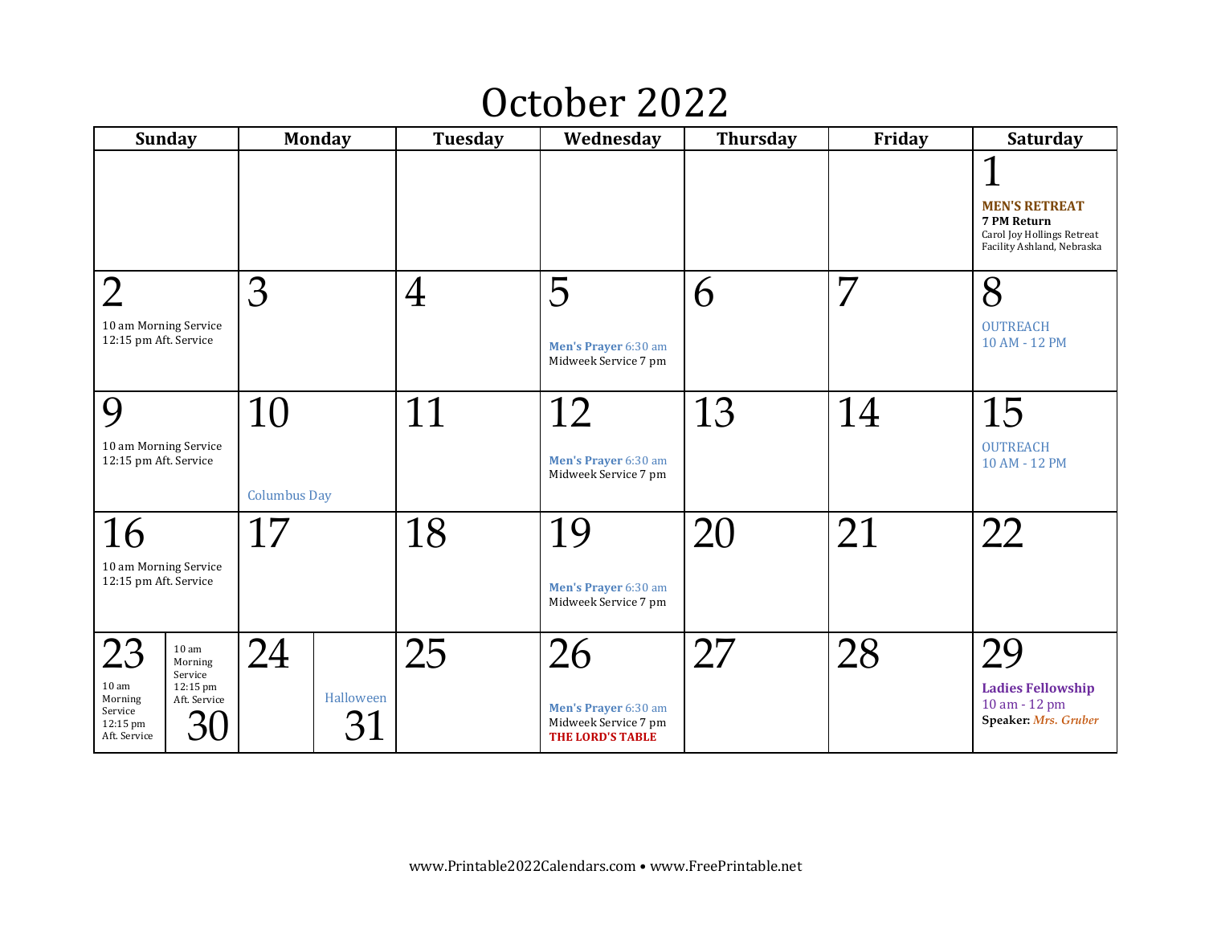# October 2022

| Sunday | Monday | Tuesday | Wednesday | Thursday | Friday | Saturday |
|---|---|---|---|---|---|---|
| | | | | | | 1<br>**MEN'S RETREAT**<br>**7 PM Return**<br>Carol Joy Hollings Retreat Facility Ashland, Nebraska |
| 2<br>10 am Morning Service<br>12:15 pm Aft. Service | 3 | 4 | 5<br>**Men's Prayer** 6:30 am<br>Midweek Service 7 pm | 6 | 7 | 8<br>OUTREACH<br>10 AM - 12 PM |
| 9<br>10 am Morning Service<br>12:15 pm Aft. Service | 10<br>Columbus Day | 11 | 12<br>**Men's Prayer** 6:30 am<br>Midweek Service 7 pm | 13 | 14 | 15<br>OUTREACH<br>10 AM - 12 PM |
| 16<br>10 am Morning Service<br>12:15 pm Aft. Service | 17 | 18 | 19<br>**Men's Prayer** 6:30 am<br>Midweek Service 7 pm | 20 | 21 | 22 |
| 23<br>10 am Morning Service<br>12:15 pm Aft. Service<br>30<br>10 am Morning Service<br>12:15 pm Aft. Service | 24<br>31<br>Halloween | 25 | 26<br>**Men's Prayer** 6:30 am<br>Midweek Service 7 pm<br>**THE LORD'S TABLE** | 27 | 28 | 29<br>**Ladies Fellowship**<br>10 am - 12 pm<br>**Speaker:** ***Mrs. Gruber*** |

www.Printable2022Calendars.com • www.FreePrintable.net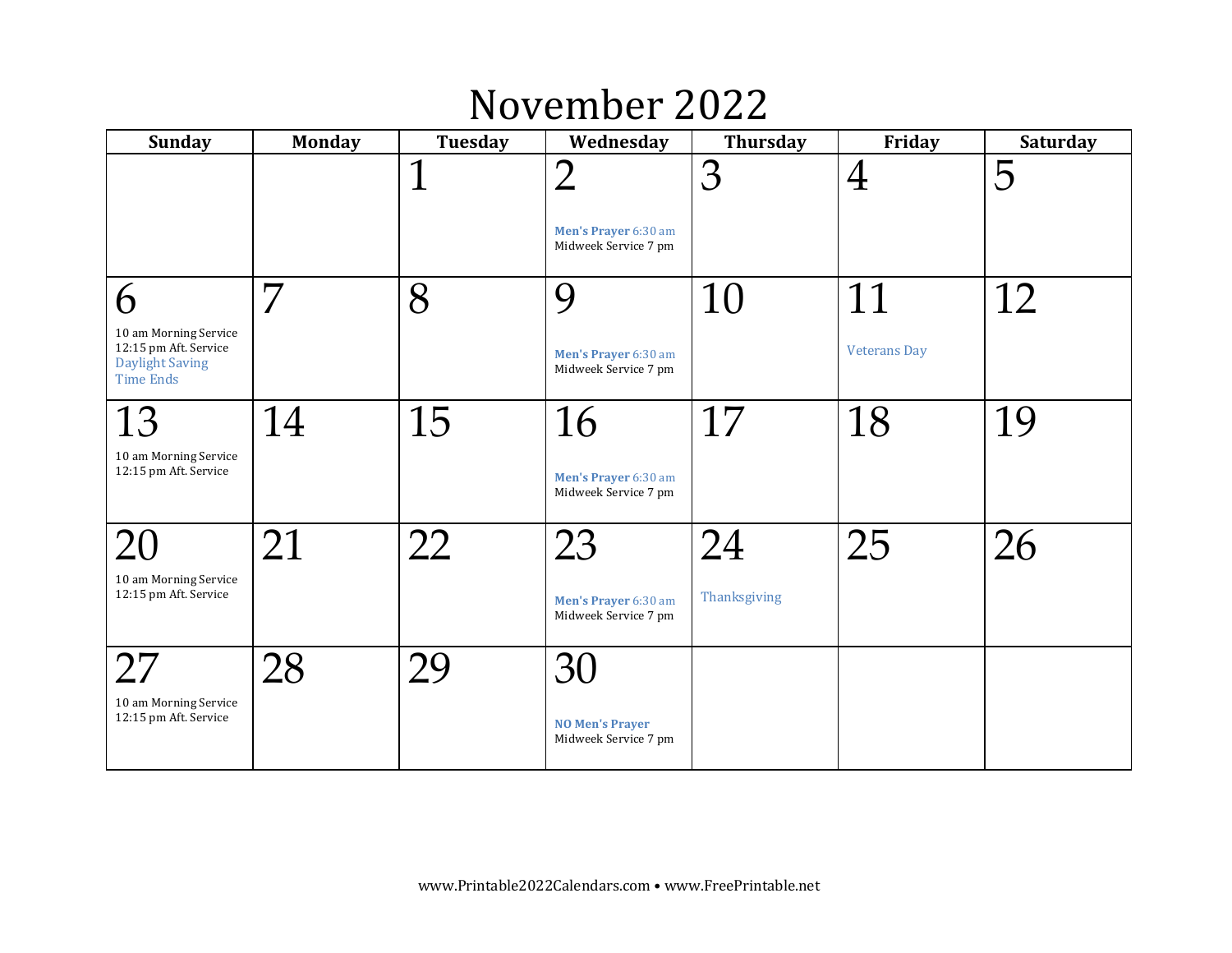# November 2022

| Sunday | Monday | Tuesday | Wednesday | Thursday | Friday | Saturday |
|---|---|---|---|---|---|---|
| | | 1 | 2<br>**Men's Prayer** 6:30 am<br>Midweek Service 7 pm | 3 | 4 | 5 |
| 6<br>10 am Morning Service<br>12:15 pm Aft. Service<br>Daylight Saving Time Ends | 7 | 8 | 9<br>**Men's Prayer** 6:30 am<br>Midweek Service 7 pm | 10 | 11<br>Veterans Day | 12 |
| 13<br>10 am Morning Service<br>12:15 pm Aft. Service | 14 | 15 | 16<br>**Men's Prayer** 6:30 am<br>Midweek Service 7 pm | 17 | 18 | 19 |
| 20<br>10 am Morning Service<br>12:15 pm Aft. Service | 21 | 22 | 23<br>**Men's Prayer** 6:30 am<br>Midweek Service 7 pm | 24<br>Thanksgiving | 25 | 26 |
| 27<br>10 am Morning Service<br>12:15 pm Aft. Service | 28 | 29 | 30<br>**NO Men's Prayer**<br>Midweek Service 7 pm | | | |

www.Printable2022Calendars.com • www.FreePrintable.net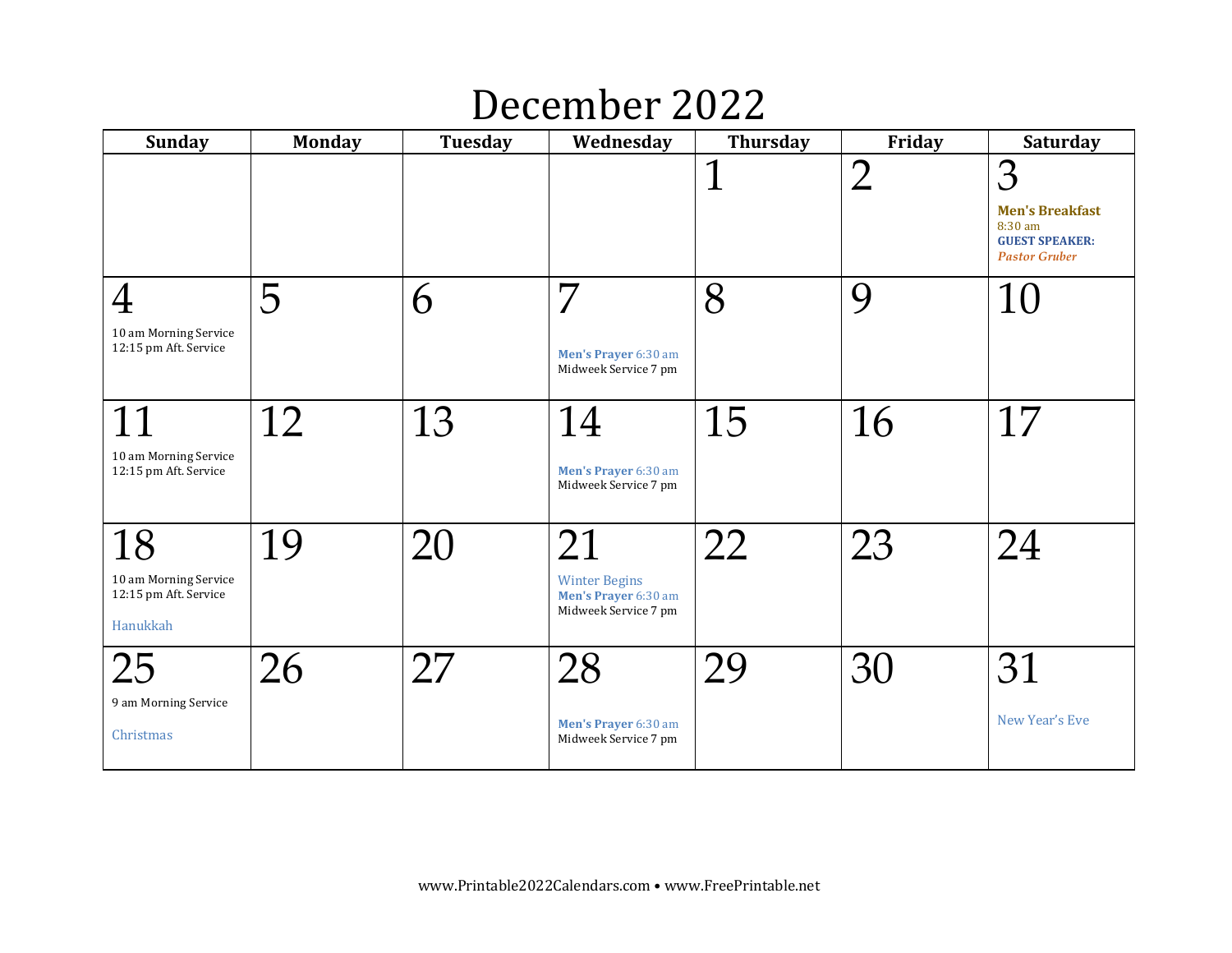# December 2022

| Sunday | Monday | Tuesday | Wednesday | Thursday | Friday | Saturday |
|---|---|---|---|---|---|---|
| | | | | 1 | 2 | 3<br>**Men's Breakfast**<br>8:30 am<br>**GUEST SPEAKER:**<br>***Pastor Gruber*** |
| 4<br>10 am Morning Service<br>12:15 pm Aft. Service | 5 | 6 | 7<br>**Men's Prayer** 6:30 am<br>Midweek Service 7 pm | 8 | 9 | 10 |
| 11<br>10 am Morning Service<br>12:15 pm Aft. Service | 12 | 13 | 14<br>**Men's Prayer** 6:30 am<br>Midweek Service 7 pm | 15 | 16 | 17 |
| 18<br>10 am Morning Service<br>12:15 pm Aft. Service<br>Hanukkah | 19 | 20 | 21<br>Winter Begins<br>**Men's Prayer** 6:30 am<br>Midweek Service 7 pm | 22 | 23 | 24 |
| 25<br>9 am Morning Service<br>Christmas | 26 | 27 | 28<br>**Men's Prayer** 6:30 am<br>Midweek Service 7 pm | 29 | 30 | 31<br>New Year's Eve |

www.Printable2022Calendars.com • www.FreePrintable.net